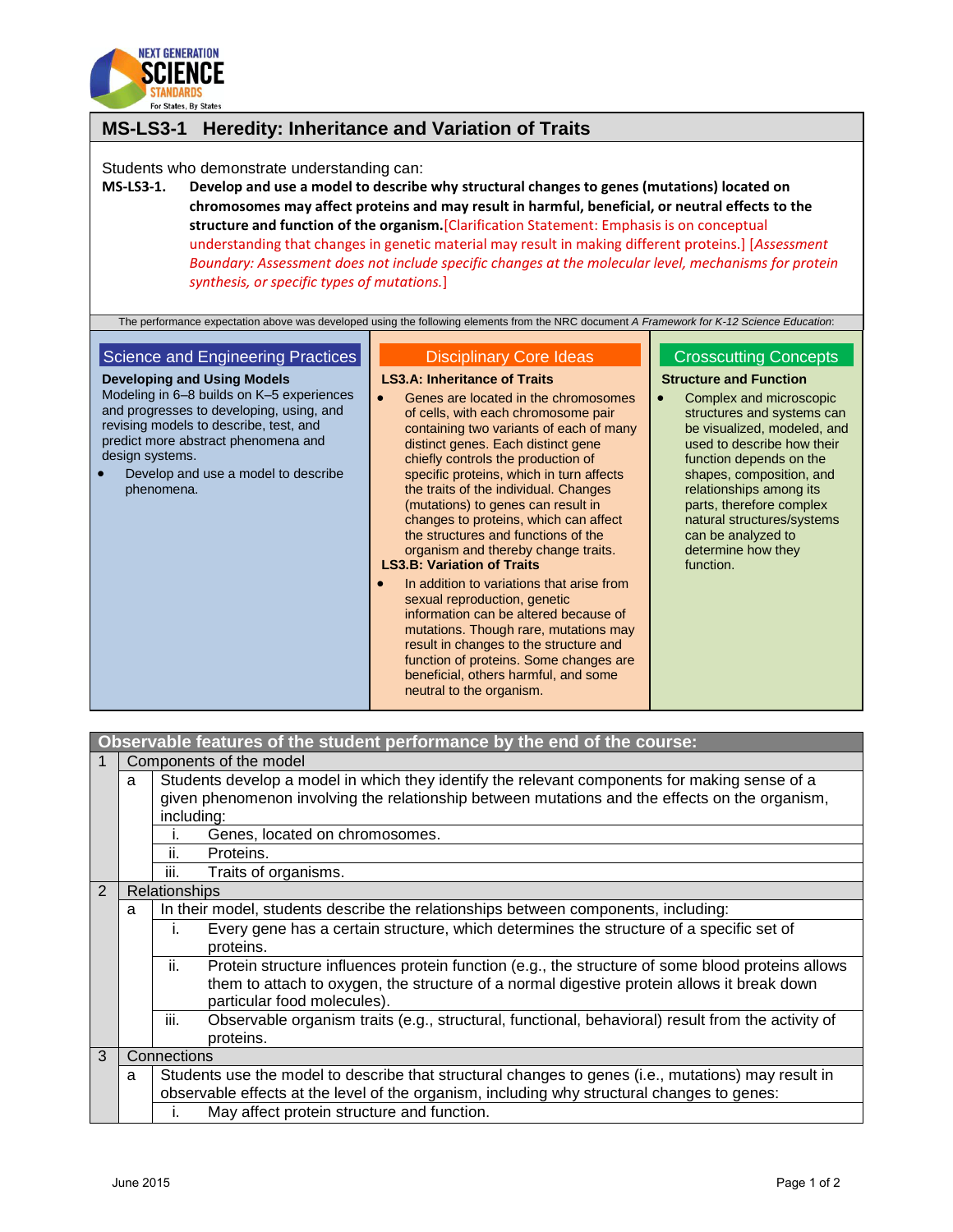# MS-LS3-1 Heredity: Inheritance and Variation of Traits

Students who demonstrate understanding can:

**MS-LS3-1. Develop and use a model to describe why structural changes to genes (mutations) located on chromosomes may affect proteins and may result in harmful, beneficial, or neutral effects to the structure and function of the organism.** [Clarification Statement: Emphasis is on conceptual understanding that changes in genetic material may result in making different proteins.] [*Assessment Boundary: Assessment does not include specific changes at the molecular level, mechanisms for protein synthesis, or specific types of mutations.*]

The performance expectation above was developed using the following elements from the NRC document *A Framework for K-12 Science Education*:

## Science and Engineering Practices

**Developing and Using Models**

Modeling in 6–8 builds on K–5 experiences and progresses to developing, using, and revising models to describe, test, and predict more abstract phenomena and design systems.

- Develop and use a model to describe phenomena.

## Disciplinary Core Ideas

**LS3.A: Inheritance of Traits**

- Genes are located in the chromosomes of cells, with each chromosome pair containing two variants of each of many distinct genes. Each distinct gene chiefly controls the production of specific proteins, which in turn affects the traits of the individual. Changes (mutations) to genes can result in changes to proteins, which can affect the structures and functions of the organism and thereby change traits.

**LS3.B: Variation of Traits**

- In addition to variations that arise from sexual reproduction, genetic information can be altered because of mutations. Though rare, mutations may result in changes to the structure and function of proteins. Some changes are beneficial, others harmful, and some neutral to the organism.

## Crosscutting Concepts

**Structure and Function**

- Complex and microscopic structures and systems can be visualized, modeled, and used to describe how their function depends on the shapes, composition, and relationships among its parts, therefore complex natural structures/systems can be analyzed to determine how they function.

## Observable features of the student performance by the end of the course:

| | | | |
|---|---|---|---|
| 1 | Components of the model | | |
| | a | Students develop a model in which they identify the relevant components for making sense of a given phenomenon involving the relationship between mutations and the effects on the organism, including: | |
| | | i. | Genes, located on chromosomes. |
| | | ii. | Proteins. |
| | | iii. | Traits of organisms. |
| 2 | Relationships | | |
| | a | In their model, students describe the relationships between components, including: | |
| | | i. | Every gene has a certain structure, which determines the structure of a specific set of proteins. |
| | | ii. | Protein structure influences protein function (e.g., the structure of some blood proteins allows them to attach to oxygen, the structure of a normal digestive protein allows it break down particular food molecules). |
| | | iii. | Observable organism traits (e.g., structural, functional, behavioral) result from the activity of proteins. |
| 3 | Connections | | |
| | a | Students use the model to describe that structural changes to genes (i.e., mutations) may result in observable effects at the level of the organism, including why structural changes to genes: | |
| | | i. | May affect protein structure and function. |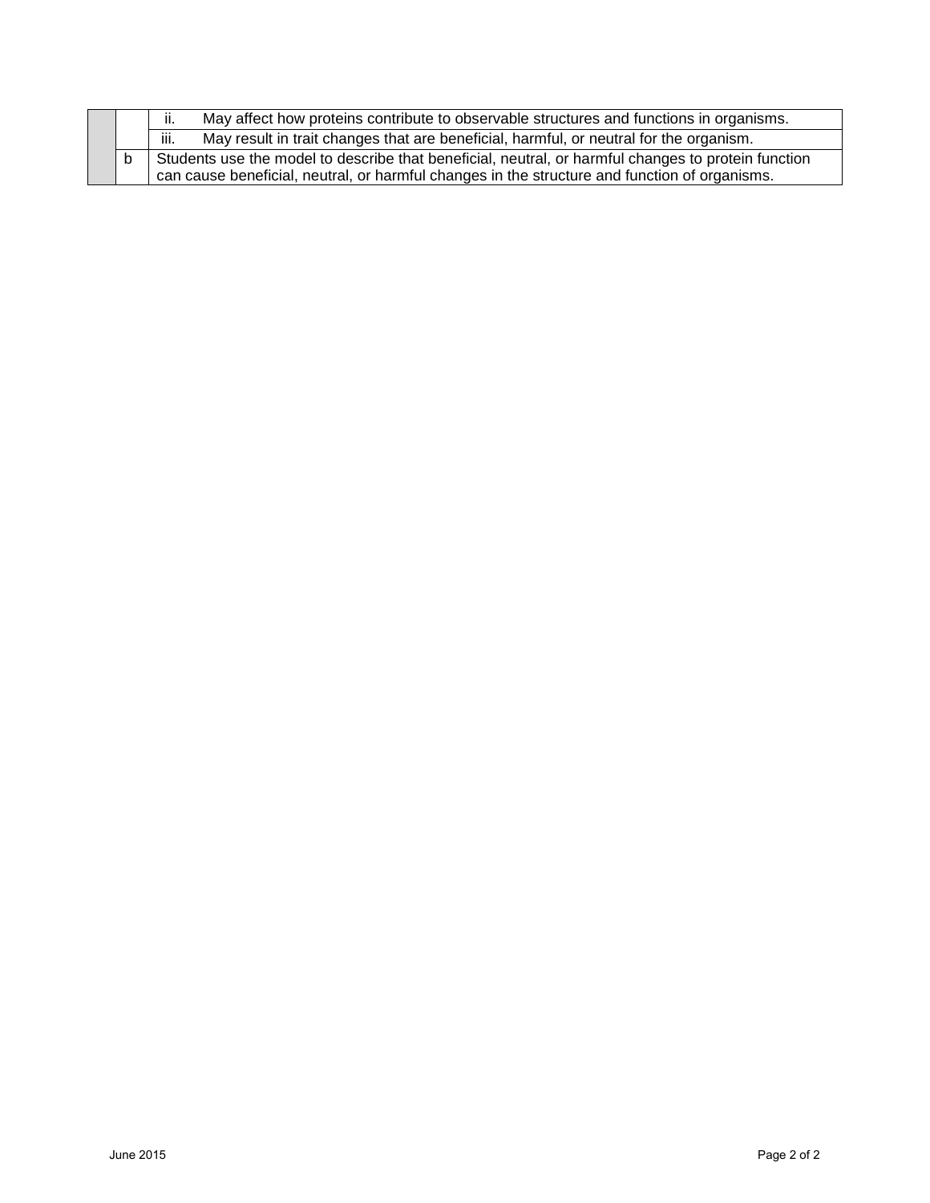| | | | |
|---|---|---|---|
| | | ii. | May affect how proteins contribute to observable structures and functions in organisms. |
| | | iii. | May result in trait changes that are beneficial, harmful, or neutral for the organism. |
| | b | Students use the model to describe that beneficial, neutral, or harmful changes to protein function can cause beneficial, neutral, or harmful changes in the structure and function of organisms. | |

June 2015